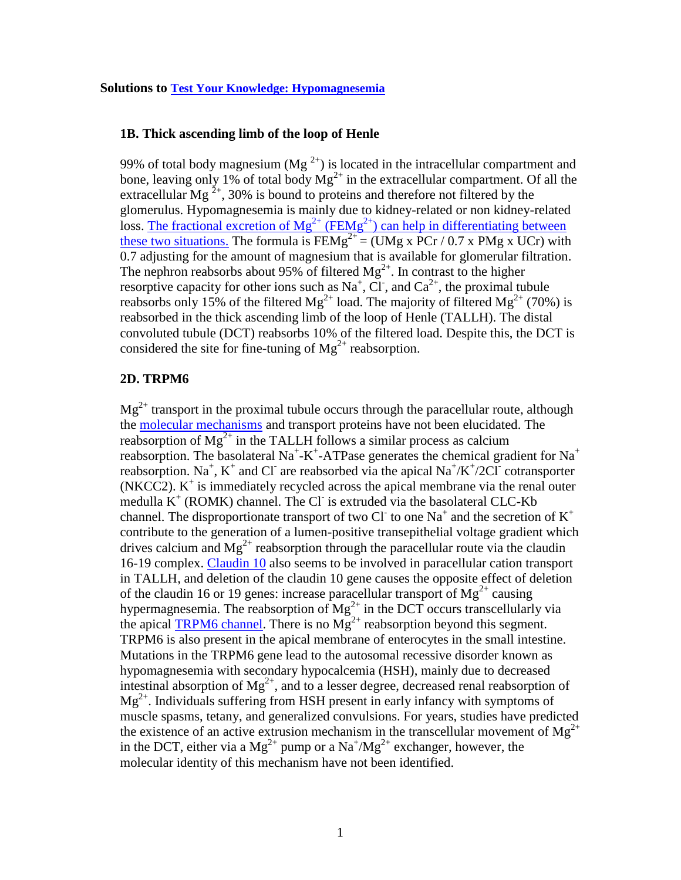**Solutions to Test Your Knowledge: Hypomagnesemia**

### 1B. Thick ascending limb of the loop of Henle

99% of total body magnesium ($Mg^{2+}$) is located in the intracellular compartment and bone, leaving only 1% of total body $Mg^{2+}$ in the extracellular compartment. Of all the extracellular $Mg^{2+}$, 30% is bound to proteins and therefore not filtered by the glomerulus. Hypomagnesemia is mainly due to kidney-related or non kidney-related loss. The fractional excretion of $Mg^{2+}$ ($FEMg^{2+}$) can help in differentiating between these two situations. The formula is $FEMg^{2+} = (UMg \times PCr / 0.7 \times PMg \times UCr)$ with 0.7 adjusting for the amount of magnesium that is available for glomerular filtration. The nephron reabsorbs about 95% of filtered $Mg^{2+}$. In contrast to the higher resorptive capacity for other ions such as $Na^{+}$, $Cl^{-}$, and $Ca^{2+}$, the proximal tubule reabsorbs only 15% of the filtered $Mg^{2+}$ load. The majority of filtered $Mg^{2+}$ (70%) is reabsorbed in the thick ascending limb of the loop of Henle (TALLH). The distal convoluted tubule (DCT) reabsorbs 10% of the filtered load. Despite this, the DCT is considered the site for fine-tuning of $Mg^{2+}$ reabsorption.

### 2D. TRPM6

$Mg^{2+}$ transport in the proximal tubule occurs through the paracellular route, although the molecular mechanisms and transport proteins have not been elucidated. The reabsorption of $Mg^{2+}$ in the TALLH follows a similar process as calcium reabsorption. The basolateral $Na^{+}$-$K^{+}$-ATPase generates the chemical gradient for $Na^{+}$ reabsorption. $Na^{+}$, $K^{+}$ and $Cl^{-}$ are reabsorbed via the apical $Na^{+}/K^{+}/2Cl^{-}$ cotransporter (NKCC2). $K^{+}$ is immediately recycled across the apical membrane via the renal outer medulla $K^{+}$ (ROMK) channel. The $Cl^{-}$ is extruded via the basolateral CLC-Kb channel. The disproportionate transport of two $Cl^{-}$ to one $Na^{+}$ and the secretion of $K^{+}$ contribute to the generation of a lumen-positive transepithelial voltage gradient which drives calcium and $Mg^{2+}$ reabsorption through the paracellular route via the claudin 16-19 complex. Claudin 10 also seems to be involved in paracellular cation transport in TALLH, and deletion of the claudin 10 gene causes the opposite effect of deletion of the claudin 16 or 19 genes: increase paracellular transport of $Mg^{2+}$ causing hypermagnesemia. The reabsorption of $Mg^{2+}$ in the DCT occurs transcellularly via the apical TRPM6 channel. There is no $Mg^{2+}$ reabsorption beyond this segment. TRPM6 is also present in the apical membrane of enterocytes in the small intestine. Mutations in the TRPM6 gene lead to the autosomal recessive disorder known as hypomagnesemia with secondary hypocalcemia (HSH), mainly due to decreased intestinal absorption of $Mg^{2+}$, and to a lesser degree, decreased renal reabsorption of $Mg^{2+}$. Individuals suffering from HSH present in early infancy with symptoms of muscle spasms, tetany, and generalized convulsions. For years, studies have predicted the existence of an active extrusion mechanism in the transcellular movement of $Mg^{2+}$ in the DCT, either via a $Mg^{2+}$ pump or a $Na^{+}/Mg^{2+}$ exchanger, however, the molecular identity of this mechanism have not been identified.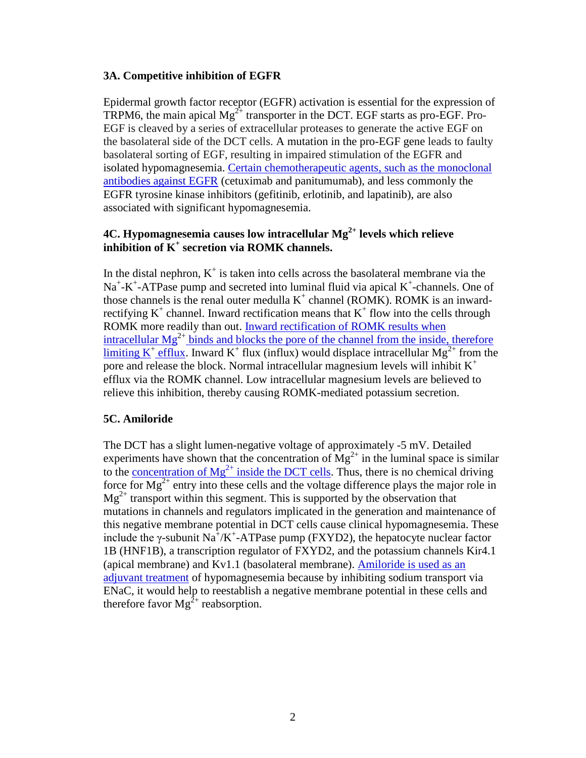### 3A. Competitive inhibition of EGFR

Epidermal growth factor receptor (EGFR) activation is essential for the expression of TRPM6, the main apical $Mg^{2+}$ transporter in the DCT. EGF starts as pro-EGF. Pro-EGF is cleaved by a series of extracellular proteases to generate the active EGF on the basolateral side of the DCT cells. A mutation in the pro-EGF gene leads to faulty basolateral sorting of EGF, resulting in impaired stimulation of the EGFR and isolated hypomagnesemia. Certain chemotherapeutic agents, such as the monoclonal antibodies against EGFR (cetuximab and panitumumab), and less commonly the EGFR tyrosine kinase inhibitors (gefitinib, erlotinib, and lapatinib), are also associated with significant hypomagnesemia.

### 4C. Hypomagnesemia causes low intracellular $Mg^{2+}$ levels which relieve inhibition of $K^+$ secretion via ROMK channels.

In the distal nephron, $K^+$ is taken into cells across the basolateral membrane via the $Na^+$-$K^+$-ATPase pump and secreted into luminal fluid via apical $K^+$-channels. One of those channels is the renal outer medulla $K^+$ channel (ROMK). ROMK is an inward-rectifying $K^+$ channel. Inward rectification means that $K^+$ flow into the cells through ROMK more readily than out. Inward rectification of ROMK results when intracellular $Mg^{2+}$ binds and blocks the pore of the channel from the inside, therefore limiting $K^+$ efflux. Inward $K^+$ flux (influx) would displace intracellular $Mg^{2+}$ from the pore and release the block. Normal intracellular magnesium levels will inhibit $K^+$ efflux via the ROMK channel. Low intracellular magnesium levels are believed to relieve this inhibition, thereby causing ROMK-mediated potassium secretion.

### 5C. Amiloride

The DCT has a slight lumen-negative voltage of approximately -5 mV. Detailed experiments have shown that the concentration of $Mg^{2+}$ in the luminal space is similar to the concentration of $Mg^{2+}$ inside the DCT cells. Thus, there is no chemical driving force for $Mg^{2+}$ entry into these cells and the voltage difference plays the major role in $Mg^{2+}$ transport within this segment. This is supported by the observation that mutations in channels and regulators implicated in the generation and maintenance of this negative membrane potential in DCT cells cause clinical hypomagnesemia. These include the γ-subunit $Na^+$/$K^+$-ATPase pump (FXYD2), the hepatocyte nuclear factor 1B (HNF1B), a transcription regulator of FXYD2, and the potassium channels Kir4.1 (apical membrane) and Kv1.1 (basolateral membrane). Amiloride is used as an adjuvant treatment of hypomagnesemia because by inhibiting sodium transport via ENaC, it would help to reestablish a negative membrane potential in these cells and therefore favor $Mg^{2+}$ reabsorption.